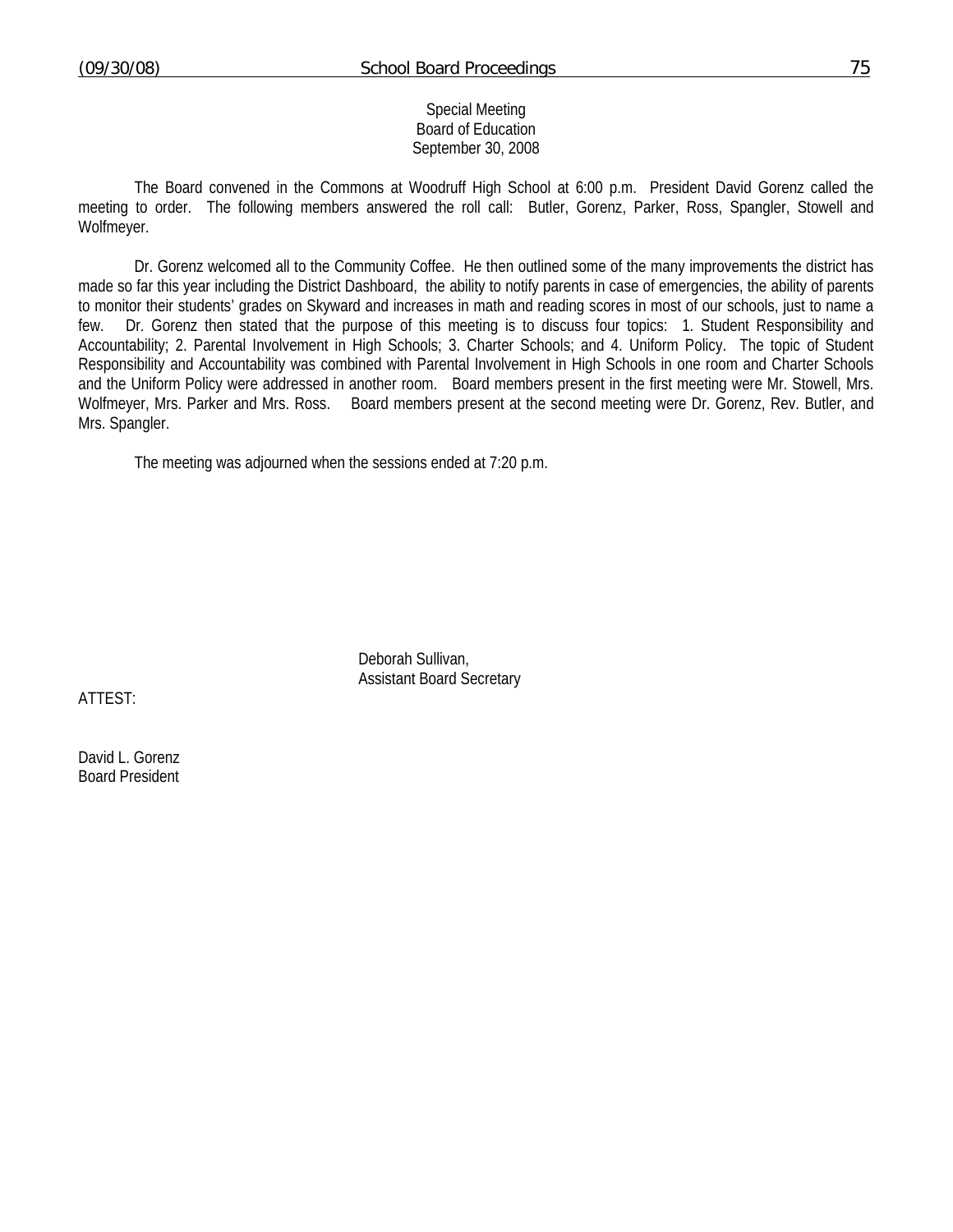Special Meeting
Board of Education
September 30, 2008

The Board convened in the Commons at Woodruff High School at 6:00 p.m. President David Gorenz called the meeting to order. The following members answered the roll call: Butler, Gorenz, Parker, Ross, Spangler, Stowell and Wolfmeyer.

Dr. Gorenz welcomed all to the Community Coffee. He then outlined some of the many improvements the district has made so far this year including the District Dashboard, the ability to notify parents in case of emergencies, the ability of parents to monitor their students' grades on Skyward and increases in math and reading scores in most of our schools, just to name a few. Dr. Gorenz then stated that the purpose of this meeting is to discuss four topics: 1. Student Responsibility and Accountability; 2. Parental Involvement in High Schools; 3. Charter Schools; and 4. Uniform Policy. The topic of Student Responsibility and Accountability was combined with Parental Involvement in High Schools in one room and Charter Schools and the Uniform Policy were addressed in another room. Board members present in the first meeting were Mr. Stowell, Mrs. Wolfmeyer, Mrs. Parker and Mrs. Ross. Board members present at the second meeting were Dr. Gorenz, Rev. Butler, and Mrs. Spangler.

The meeting was adjourned when the sessions ended at 7:20 p.m.

Deborah Sullivan,
Assistant Board Secretary

ATTEST:

David L. Gorenz
Board President